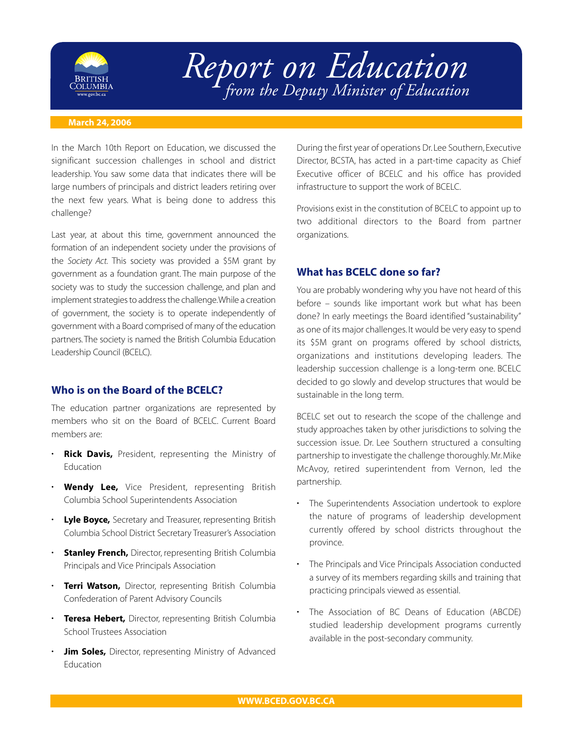# Report on Education

*from the Deputy Minister of Education*

**March 24, 2006**

In the March 10th Report on Education, we discussed the significant succession challenges in school and district leadership. You saw some data that indicates there will be large numbers of principals and district leaders retiring over the next few years. What is being done to address this challenge?

Last year, at about this time, government announced the formation of an independent society under the provisions of the *Society Act*. This society was provided a $5M grant by government as a foundation grant. The main purpose of the society was to study the succession challenge, and plan and implement strategies to address the challenge. While a creation of government, the society is to operate independently of government with a Board comprised of many of the education partners. The society is named the British Columbia Education Leadership Council (BCELC).

## Who is on the Board of the BCELC?

The education partner organizations are represented by members who sit on the Board of BCELC. Current Board members are:

- **Rick Davis,** President, representing the Ministry of Education
- **Wendy Lee,** Vice President, representing British Columbia School Superintendents Association
- **Lyle Boyce,** Secretary and Treasurer, representing British Columbia School District Secretary Treasurer's Association
- **Stanley French,** Director, representing British Columbia Principals and Vice Principals Association
- **Terri Watson,** Director, representing British Columbia Confederation of Parent Advisory Councils
- **Teresa Hebert,** Director, representing British Columbia School Trustees Association
- **Jim Soles,** Director, representing Ministry of Advanced Education

During the first year of operations Dr. Lee Southern, Executive Director, BCSTA, has acted in a part-time capacity as Chief Executive officer of BCELC and his office has provided infrastructure to support the work of BCELC.

Provisions exist in the constitution of BCELC to appoint up to two additional directors to the Board from partner organizations.

## What has BCELC done so far?

You are probably wondering why you have not heard of this before – sounds like important work but what has been done? In early meetings the Board identified "sustainability" as one of its major challenges. It would be very easy to spend its $5M grant on programs offered by school districts, organizations and institutions developing leaders. The leadership succession challenge is a long-term one. BCELC decided to go slowly and develop structures that would be sustainable in the long term.

BCELC set out to research the scope of the challenge and study approaches taken by other jurisdictions to solving the succession issue. Dr. Lee Southern structured a consulting partnership to investigate the challenge thoroughly. Mr. Mike McAvoy, retired superintendent from Vernon, led the partnership.

- The Superintendents Association undertook to explore the nature of programs of leadership development currently offered by school districts throughout the province.
- The Principals and Vice Principals Association conducted a survey of its members regarding skills and training that practicing principals viewed as essential.
- The Association of BC Deans of Education (ABCDE) studied leadership development programs currently available in the post-secondary community.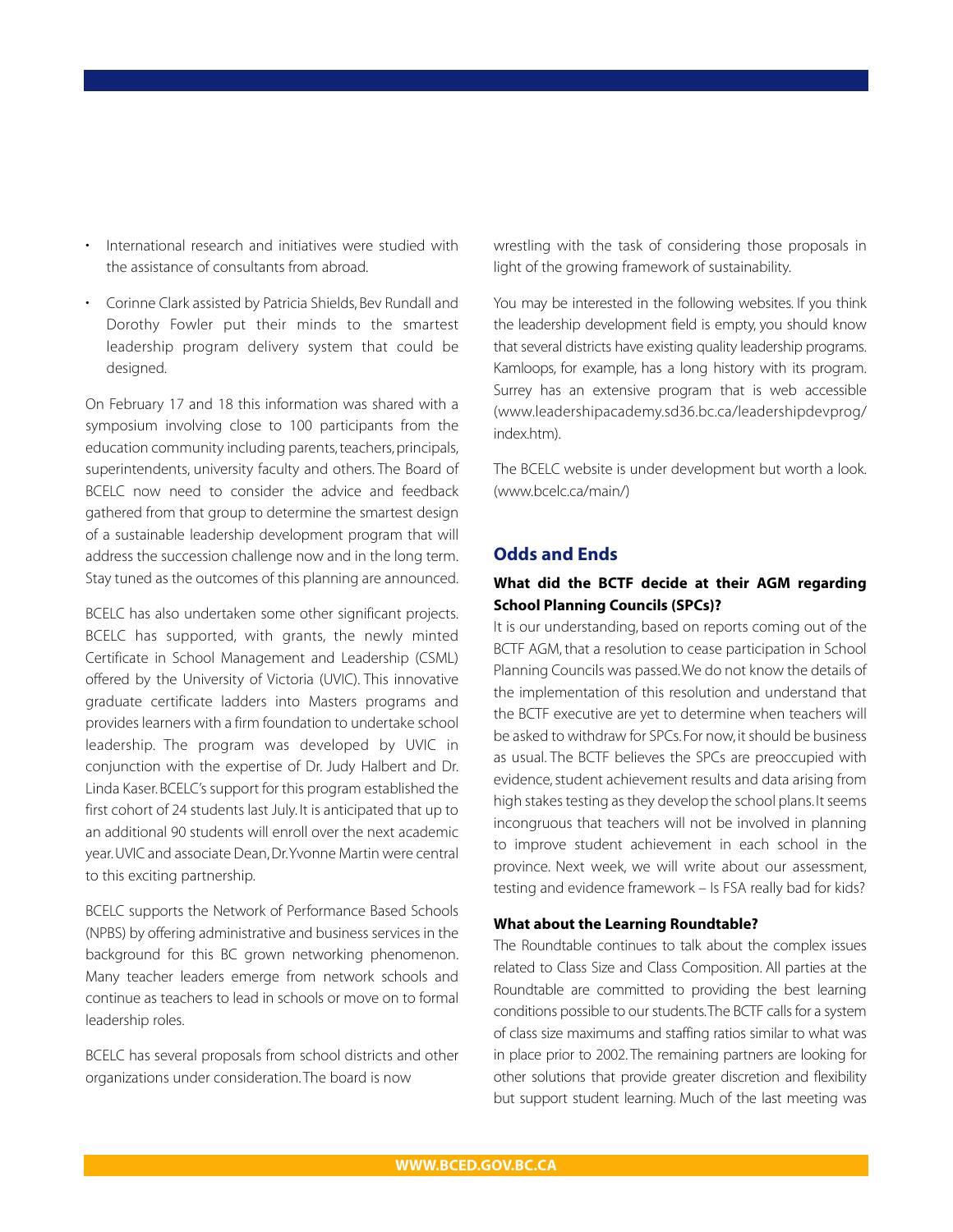- International research and initiatives were studied with the assistance of consultants from abroad.
- Corinne Clark assisted by Patricia Shields, Bev Rundall and Dorothy Fowler put their minds to the smartest leadership program delivery system that could be designed.

On February 17 and 18 this information was shared with a symposium involving close to 100 participants from the education community including parents, teachers, principals, superintendents, university faculty and others. The Board of BCELC now need to consider the advice and feedback gathered from that group to determine the smartest design of a sustainable leadership development program that will address the succession challenge now and in the long term. Stay tuned as the outcomes of this planning are announced.

BCELC has also undertaken some other significant projects. BCELC has supported, with grants, the newly minted Certificate in School Management and Leadership (CSML) offered by the University of Victoria (UVIC). This innovative graduate certificate ladders into Masters programs and provides learners with a firm foundation to undertake school leadership. The program was developed by UVIC in conjunction with the expertise of Dr. Judy Halbert and Dr. Linda Kaser. BCELC's support for this program established the first cohort of 24 students last July. It is anticipated that up to an additional 90 students will enroll over the next academic year. UVIC and associate Dean, Dr. Yvonne Martin were central to this exciting partnership.

BCELC supports the Network of Performance Based Schools (NPBS) by offering administrative and business services in the background for this BC grown networking phenomenon. Many teacher leaders emerge from network schools and continue as teachers to lead in schools or move on to formal leadership roles.

BCELC has several proposals from school districts and other organizations under consideration. The board is now wrestling with the task of considering those proposals in light of the growing framework of sustainability.

You may be interested in the following websites. If you think the leadership development field is empty, you should know that several districts have existing quality leadership programs. Kamloops, for example, has a long history with its program. Surrey has an extensive program that is web accessible (www.leadershipacademy.sd36.bc.ca/leadershipdevprog/index.htm).

The BCELC website is under development but worth a look. (www.bcelc.ca/main/)

## Odds and Ends

### What did the BCTF decide at their AGM regarding School Planning Councils (SPCs)?

It is our understanding, based on reports coming out of the BCTF AGM, that a resolution to cease participation in School Planning Councils was passed. We do not know the details of the implementation of this resolution and understand that the BCTF executive are yet to determine when teachers will be asked to withdraw for SPCs. For now, it should be business as usual. The BCTF believes the SPCs are preoccupied with evidence, student achievement results and data arising from high stakes testing as they develop the school plans. It seems incongruous that teachers will not be involved in planning to improve student achievement in each school in the province. Next week, we will write about our assessment, testing and evidence framework – Is FSA really bad for kids?

**What about the Learning Roundtable?**

The Roundtable continues to talk about the complex issues related to Class Size and Class Composition. All parties at the Roundtable are committed to providing the best learning conditions possible to our students. The BCTF calls for a system of class size maximums and staffing ratios similar to what was in place prior to 2002. The remaining partners are looking for other solutions that provide greater discretion and flexibility but support student learning. Much of the last meeting was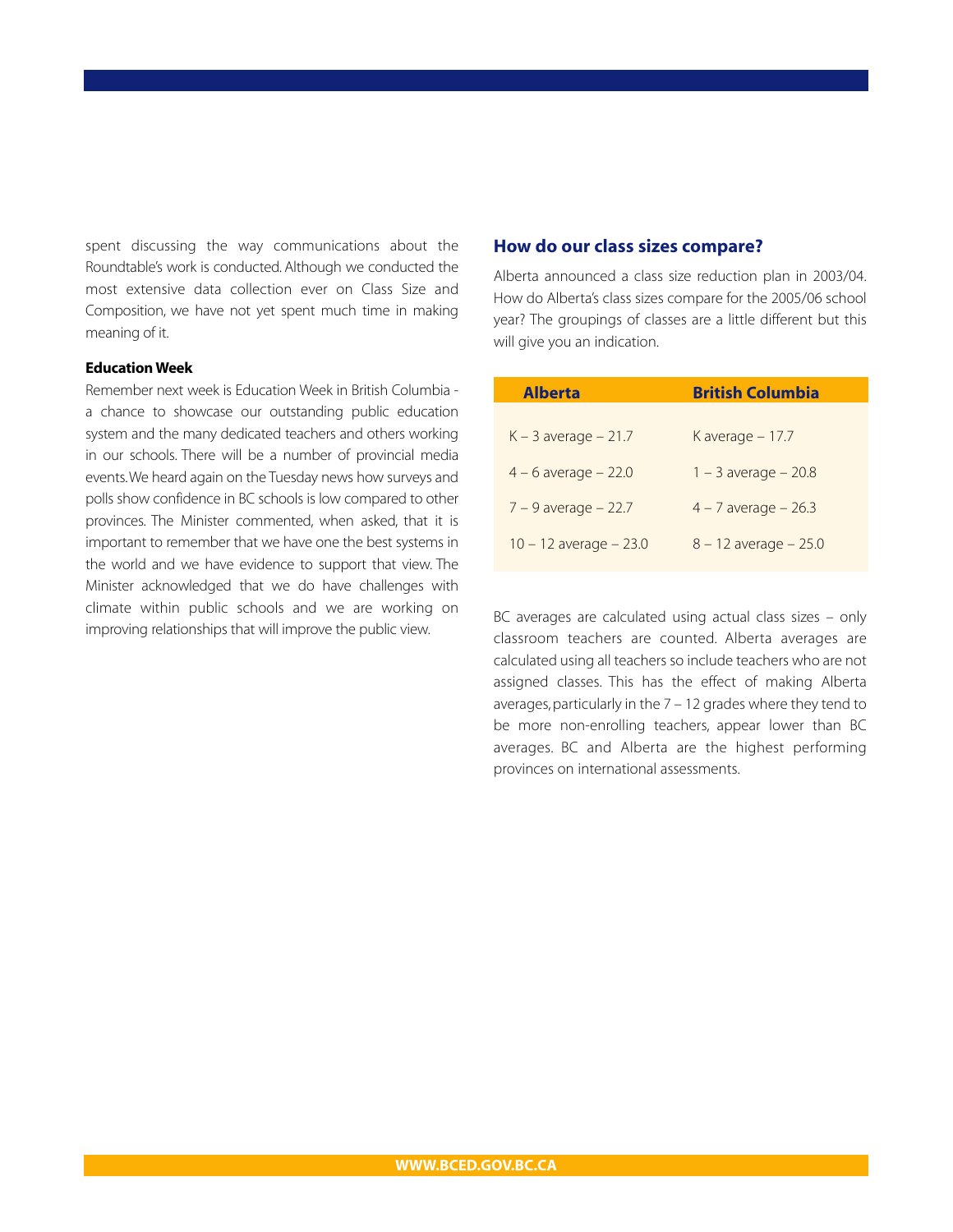spent discussing the way communications about the Roundtable's work is conducted. Although we conducted the most extensive data collection ever on Class Size and Composition, we have not yet spent much time in making meaning of it.

**Education Week**

Remember next week is Education Week in British Columbia - a chance to showcase our outstanding public education system and the many dedicated teachers and others working in our schools. There will be a number of provincial media events. We heard again on the Tuesday news how surveys and polls show confidence in BC schools is low compared to other provinces. The Minister commented, when asked, that it is important to remember that we have one the best systems in the world and we have evidence to support that view. The Minister acknowledged that we do have challenges with climate within public schools and we are working on improving relationships that will improve the public view.

## How do our class sizes compare?

Alberta announced a class size reduction plan in 2003/04. How do Alberta's class sizes compare for the 2005/06 school year? The groupings of classes are a little different but this will give you an indication.

| Alberta | British Columbia |
|---|---|
| K – 3 average – 21.7 | K average – 17.7 |
| 4 – 6 average – 22.0 | 1 – 3 average – 20.8 |
| 7 – 9 average – 22.7 | 4 – 7 average – 26.3 |
| 10 – 12 average – 23.0 | 8 – 12 average – 25.0 |

BC averages are calculated using actual class sizes – only classroom teachers are counted. Alberta averages are calculated using all teachers so include teachers who are not assigned classes. This has the effect of making Alberta averages, particularly in the 7 – 12 grades where they tend to be more non-enrolling teachers, appear lower than BC averages. BC and Alberta are the highest performing provinces on international assessments.